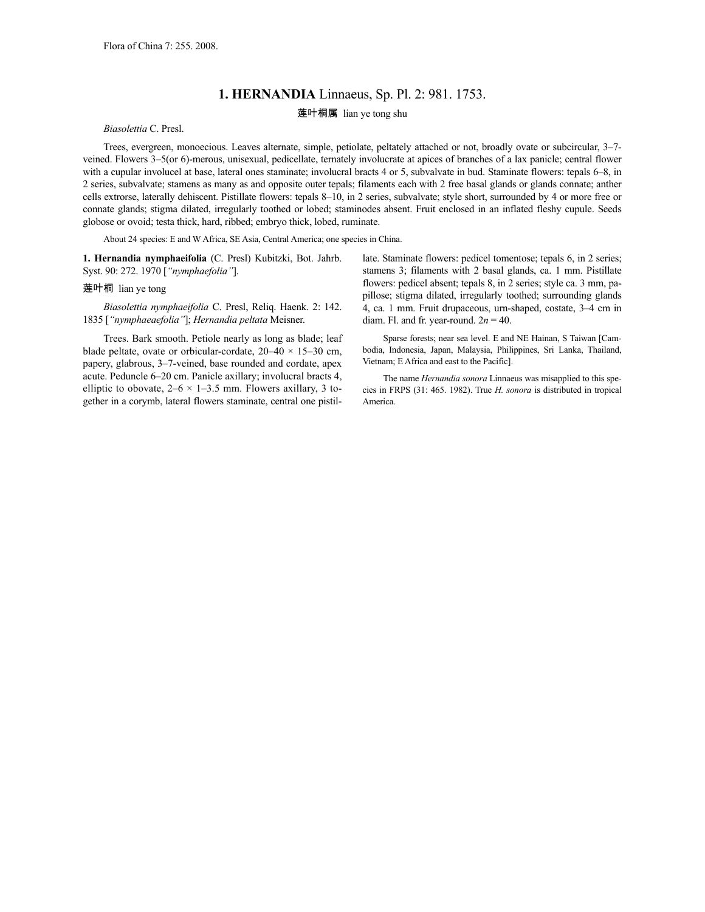Flora of China 7: 255. 2008.

# 1. HERNANDIA Linnaeus, Sp. Pl. 2: 981. 1753.

莲叶桐属 lian ye tong shu

*Biasolettia* C. Presl.

Trees, evergreen, monoecious. Leaves alternate, simple, petiolate, peltately attached or not, broadly ovate or subcircular, 3–7-veined. Flowers 3–5(or 6)-merous, unisexual, pedicellate, ternately involucrate at apices of branches of a lax panicle; central flower with a cupular involucel at base, lateral ones staminate; involucral bracts 4 or 5, subvalvate in bud. Staminate flowers: tepals 6–8, in 2 series, subvalvate; stamens as many as and opposite outer tepals; filaments each with 2 free basal glands or glands connate; anther cells extrorse, laterally dehiscent. Pistillate flowers: tepals 8–10, in 2 series, subvalvate; style short, surrounded by 4 or more free or connate glands; stigma dilated, irregularly toothed or lobed; staminodes absent. Fruit enclosed in an inflated fleshy cupule. Seeds globose or ovoid; testa thick, hard, ribbed; embryo thick, lobed, ruminate.

About 24 species: E and W Africa, SE Asia, Central America; one species in China.

**1. Hernandia nymphaeifolia** (C. Presl) Kubitzki, Bot. Jahrb. Syst. 90: 272. 1970 [*"nymphaefolia"*].

莲叶桐 lian ye tong

*Biasolettia nymphaeifolia* C. Presl, Reliq. Haenk. 2: 142. 1835 [*"nymphaeaefolia"*]; *Hernandia peltata* Meisner.

Trees. Bark smooth. Petiole nearly as long as blade; leaf blade peltate, ovate or orbicular-cordate, 20–40 × 15–30 cm, papery, glabrous, 3–7-veined, base rounded and cordate, apex acute. Peduncle 6–20 cm. Panicle axillary; involucral bracts 4, elliptic to obovate, 2–6 × 1–3.5 mm. Flowers axillary, 3 together in a corymb, lateral flowers staminate, central one pistillate. Staminate flowers: pedicel tomentose; tepals 6, in 2 series; stamens 3; filaments with 2 basal glands, ca. 1 mm. Pistillate flowers: pedicel absent; tepals 8, in 2 series; style ca. 3 mm, papillose; stigma dilated, irregularly toothed; surrounding glands 4, ca. 1 mm. Fruit drupaceous, urn-shaped, costate, 3–4 cm in diam. Fl. and fr. year-round. $2n = 40$.

Sparse forests; near sea level. E and NE Hainan, S Taiwan [Cambodia, Indonesia, Japan, Malaysia, Philippines, Sri Lanka, Thailand, Vietnam; E Africa and east to the Pacific].

The name *Hernandia sonora* Linnaeus was misapplied to this species in FRPS (31: 465. 1982). True *H. sonora* is distributed in tropical America.